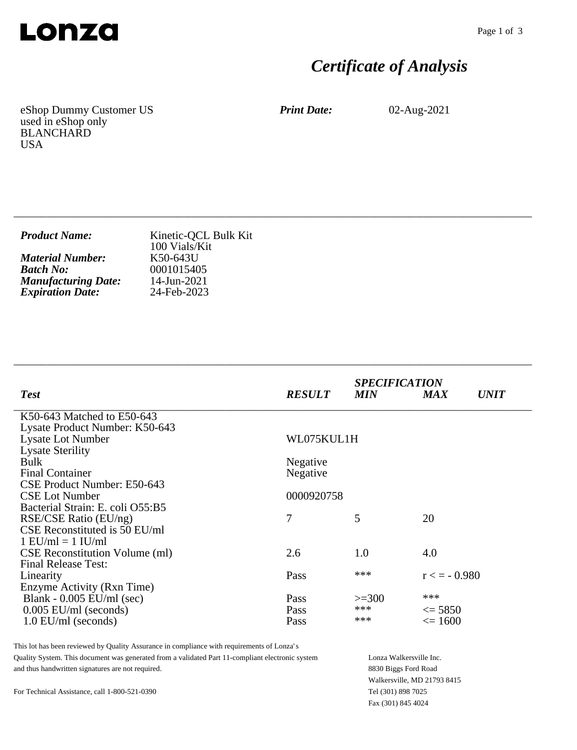**LONZA**

# *Certificate of Analysis*

eShop Dummy Customer US
used in eShop only
BLANCHARD
USA

***Print Date:*** 02-Aug-2021

---

| | |
|---|---|
| ***Product Name:*** | Kinetic-QCL Bulk Kit<br>100 Vials/Kit |
| ***Material Number:*** | K50-643U |
| ***Batch No:*** | 0001015405 |
| ***Manufacturing Date:*** | 14-Jun-2021 |
| ***Expiration Date:*** | 24-Feb-2023 |

---

| *Test* | *RESULT* | *SPECIFICATION* *MIN* | *MAX* | *UNIT* |
|---|---|---|---|---|
| K50-643 Matched to E50-643 | | | | |
| Lysate Product Number: K50-643 | | | | |
| Lysate Lot Number | WL075KUL1H | | | |
| Lysate Sterility | | | | |
| Bulk | Negative | | | |
| Final Container | Negative | | | |
| CSE Product Number: E50-643 | | | | |
| CSE Lot Number | 0000920758 | | | |
| Bacterial Strain: E. coli O55:B5 | | | | |
| RSE/CSE Ratio (EU/ng) | 7 | 5 | 20 | |
| CSE Reconstituted is 50 EU/ml | | | | |
| 1 EU/ml = 1 IU/ml | | | | |
| CSE Reconstitution Volume (ml) | 2.6 | 1.0 | 4.0 | |
| Final Release Test: | | | | |
| Linearity | Pass | *** | r < = - 0.980 | |
| Enzyme Activity (Rxn Time) | | | | |
| Blank - 0.005 EU/ml (sec) | Pass | >=300 | *** | |
| 0.005 EU/ml (seconds) | Pass | *** | <= 5850 | |
| 1.0 EU/ml (seconds) | Pass | *** | <= 1600 | |

This lot has been reviewed by Quality Assurance in compliance with requirements of Lonza's Quality System. This document was generated from a validated Part 11-compliant electronic system and thus handwritten signatures are not required.

For Technical Assistance, call 1-800-521-0390

Lonza Walkersville Inc.
8830 Biggs Ford Road
Walkersville, MD 21793 8415
Tel (301) 898 7025
Fax (301) 845 4024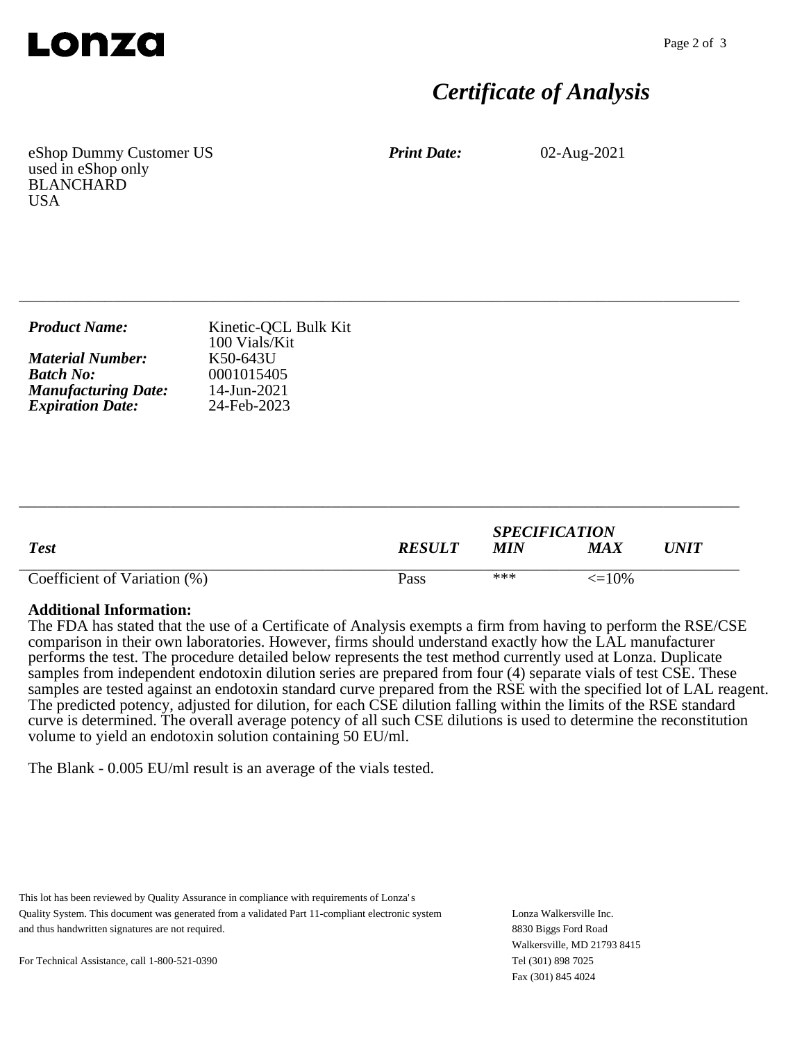# Certificate of Analysis

eShop Dummy Customer US
used in eShop only
BLANCHARD
USA

***Print Date:*** 02-Aug-2021

---

| | |
|---|---|
| ***Product Name:*** | Kinetic-QCL Bulk Kit 100 Vials/Kit |
| ***Material Number:*** | K50-643U |
| ***Batch No:*** | 0001015405 |
| ***Manufacturing Date:*** | 14-Jun-2021 |
| ***Expiration Date:*** | 24-Feb-2023 |

---

| ***Test*** | ***RESULT*** | ***SPECIFICATION MIN*** | ***MAX*** | ***UNIT*** |
|---|---|---|---|---|
| Coefficient of Variation (%) | Pass | *** | <=10% | |

**Additional Information:**

The FDA has stated that the use of a Certificate of Analysis exempts a firm from having to perform the RSE/CSE comparison in their own laboratories. However, firms should understand exactly how the LAL manufacturer performs the test. The procedure detailed below represents the test method currently used at Lonza. Duplicate samples from independent endotoxin dilution series are prepared from four (4) separate vials of test CSE. These samples are tested against an endotoxin standard curve prepared from the RSE with the specified lot of LAL reagent. The predicted potency, adjusted for dilution, for each CSE dilution falling within the limits of the RSE standard curve is determined. The overall average potency of all such CSE dilutions is used to determine the reconstitution volume to yield an endotoxin solution containing 50 EU/ml.

The Blank - 0.005 EU/ml result is an average of the vials tested.

This lot has been reviewed by Quality Assurance in compliance with requirements of Lonza's Quality System. This document was generated from a validated Part 11-compliant electronic system and thus handwritten signatures are not required.

For Technical Assistance, call 1-800-521-0390

Lonza Walkersville Inc.
8830 Biggs Ford Road
Walkersville, MD 21793 8415
Tel (301) 898 7025
Fax (301) 845 4024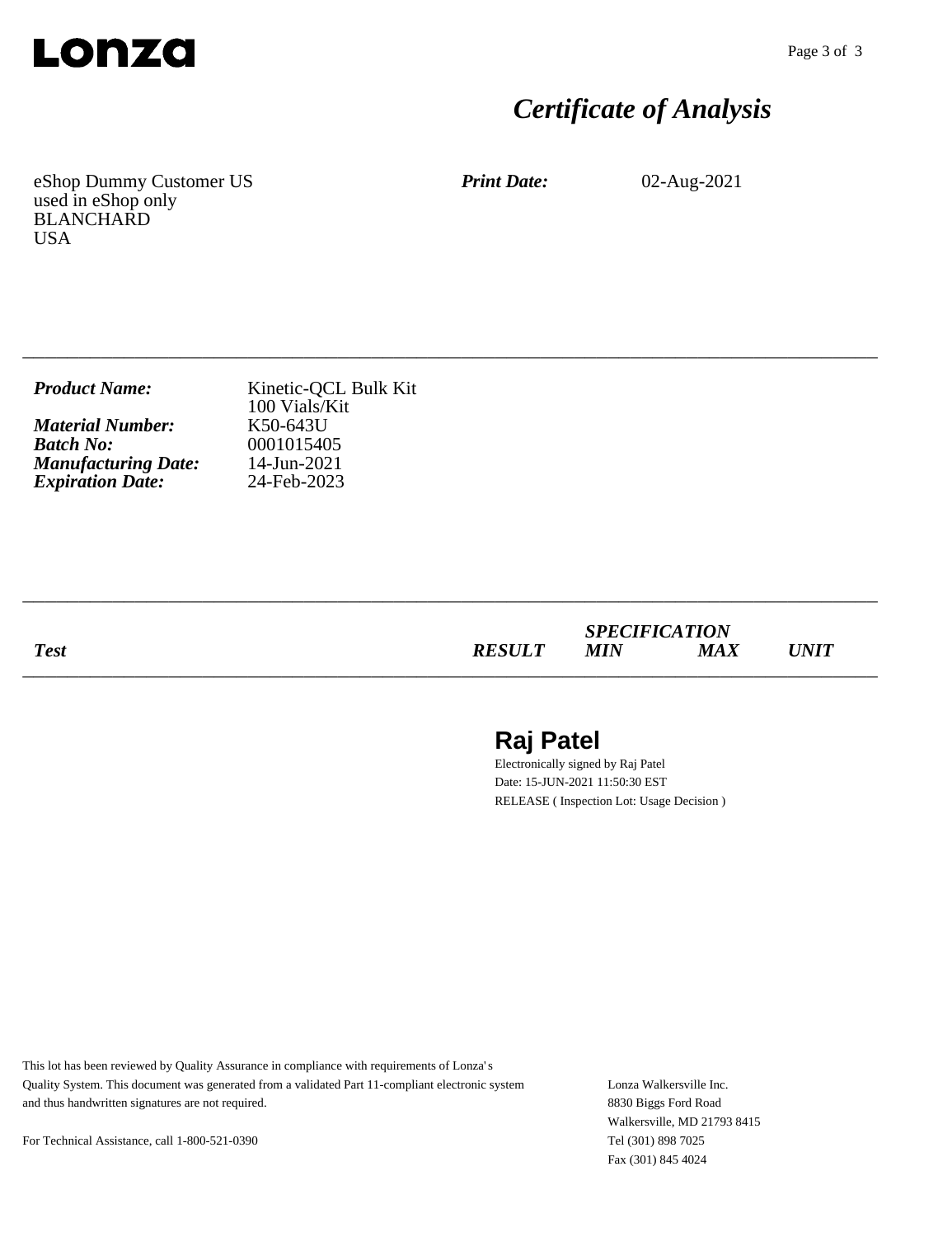**Lonza**

# *Certificate of Analysis*

eShop Dummy Customer US
used in eShop only
BLANCHARD
USA

***Print Date:*** 02-Aug-2021

---

| | |
|---|---|
| ***Product Name:*** | Kinetic-QCL Bulk Kit<br>100 Vials/Kit |
| ***Material Number:*** | K50-643U |
| ***Batch No:*** | 0001015405 |
| ***Manufacturing Date:*** | 14-Jun-2021 |
| ***Expiration Date:*** | 24-Feb-2023 |

---

| | | *SPECIFICATION* | | |
|---|---|---|---|---|
| ***Test*** | ***RESULT*** | ***MIN*** | ***MAX*** | ***UNIT*** |

**Raj Patel**
Electronically signed by Raj Patel
Date: 15-JUN-2021 11:50:30 EST
RELEASE ( Inspection Lot: Usage Decision )

This lot has been reviewed by Quality Assurance in compliance with requirements of Lonza's Quality System. This document was generated from a validated Part 11-compliant electronic system and thus handwritten signatures are not required.

For Technical Assistance, call 1-800-521-0390

Lonza Walkersville Inc.
8830 Biggs Ford Road
Walkersville, MD 21793 8415
Tel (301) 898 7025
Fax (301) 845 4024